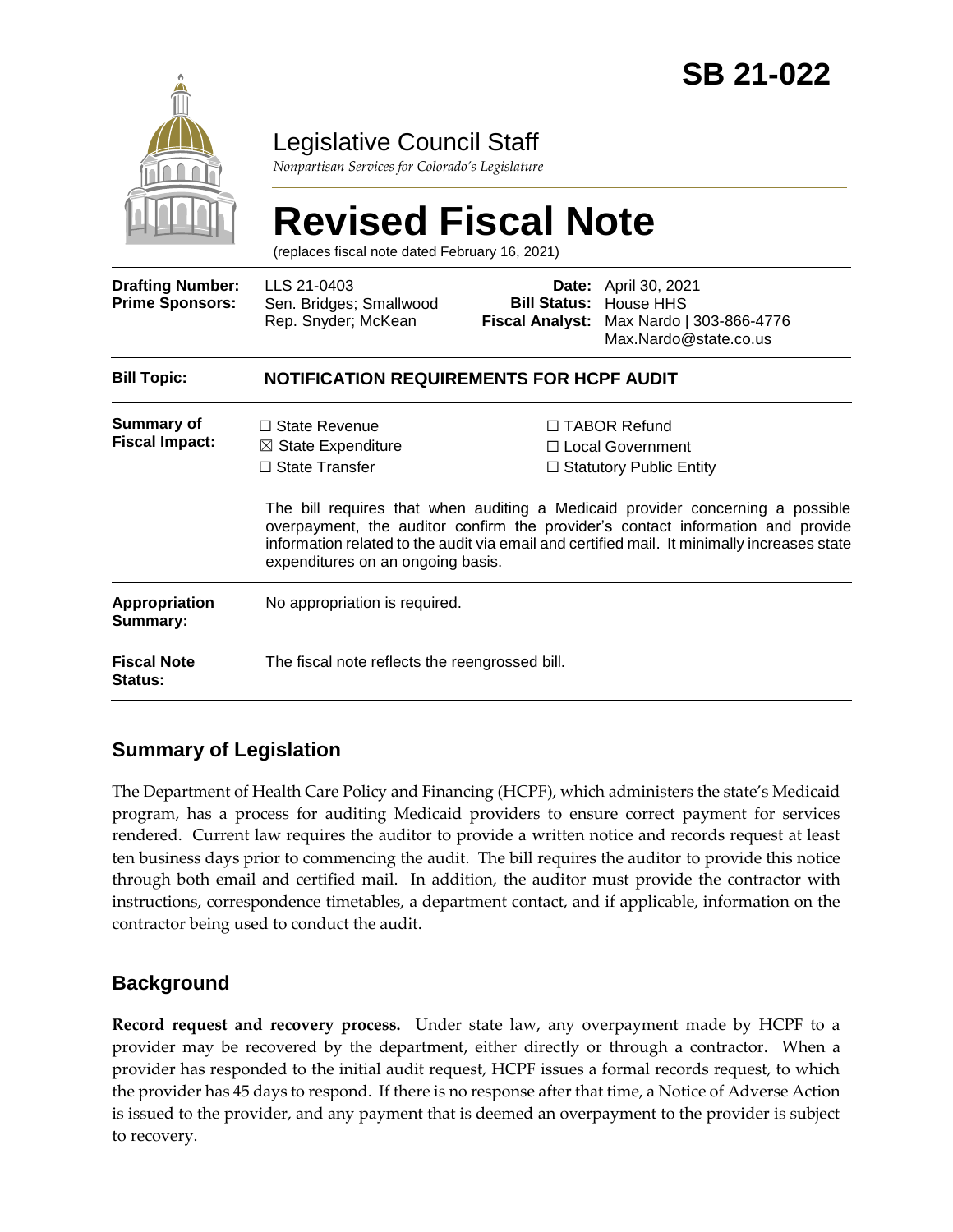# SB 21-022

## Legislative Council Staff

*Nonpartisan Services for Colorado's Legislature*

# Revised Fiscal Note

(replaces fiscal note dated February 16, 2021)

| | | | |
|---|---|---|---|
| **Drafting Number:** | LLS 21-0403 | **Date:** | April 30, 2021 |
| **Prime Sponsors:** | Sen. Bridges; Smallwood<br>Rep. Snyder; McKean | **Bill Status:** | House HHS |
| | | **Fiscal Analyst:** | Max Nardo \| 303-866-4776<br>Max.Nardo@state.co.us |

| | |
|---|---|
| **Bill Topic:** | **NOTIFICATION REQUIREMENTS FOR HCPF AUDIT** |
| **Summary of Fiscal Impact:** | ☐ State Revenue ☒ State Expenditure ☐ State Transfer ☐ TABOR Refund ☐ Local Government ☐ Statutory Public Entity<br><br>The bill requires that when auditing a Medicaid provider concerning a possible overpayment, the auditor confirm the provider's contact information and provide information related to the audit via email and certified mail. It minimally increases state expenditures on an ongoing basis. |
| **Appropriation Summary:** | No appropriation is required. |
| **Fiscal Note Status:** | The fiscal note reflects the reengrossed bill. |

## Summary of Legislation

The Department of Health Care Policy and Financing (HCPF), which administers the state's Medicaid program, has a process for auditing Medicaid providers to ensure correct payment for services rendered. Current law requires the auditor to provide a written notice and records request at least ten business days prior to commencing the audit. The bill requires the auditor to provide this notice through both email and certified mail. In addition, the auditor must provide the contractor with instructions, correspondence timetables, a department contact, and if applicable, information on the contractor being used to conduct the audit.

## Background

**Record request and recovery process.** Under state law, any overpayment made by HCPF to a provider may be recovered by the department, either directly or through a contractor. When a provider has responded to the initial audit request, HCPF issues a formal records request, to which the provider has 45 days to respond. If there is no response after that time, a Notice of Adverse Action is issued to the provider, and any payment that is deemed an overpayment to the provider is subject to recovery.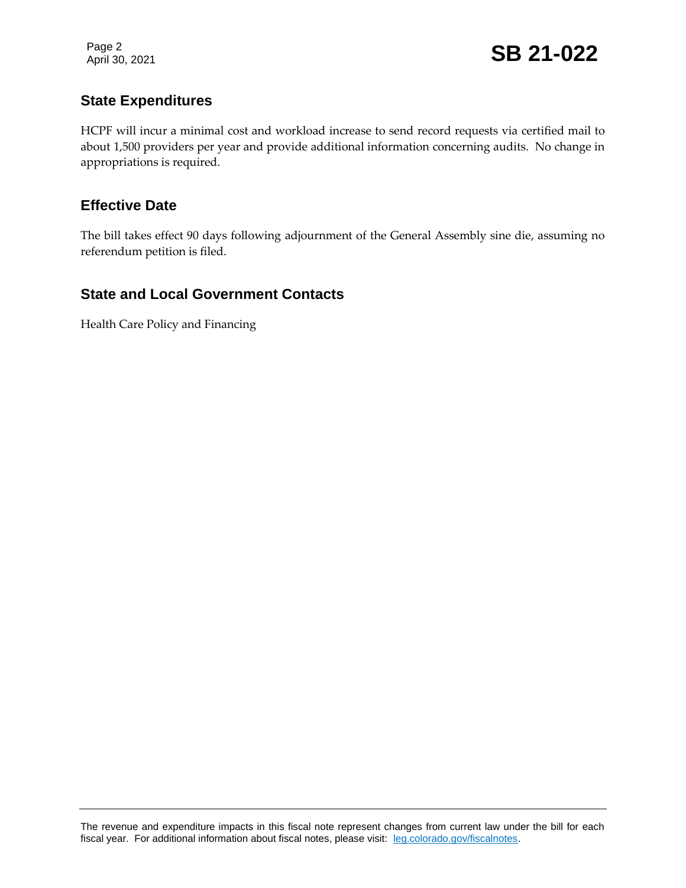## State Expenditures

HCPF will incur a minimal cost and workload increase to send record requests via certified mail to about 1,500 providers per year and provide additional information concerning audits. No change in appropriations is required.

## Effective Date

The bill takes effect 90 days following adjournment of the General Assembly sine die, assuming no referendum petition is filed.

## State and Local Government Contacts

Health Care Policy and Financing

The revenue and expenditure impacts in this fiscal note represent changes from current law under the bill for each fiscal year. For additional information about fiscal notes, please visit: leg.colorado.gov/fiscalnotes.